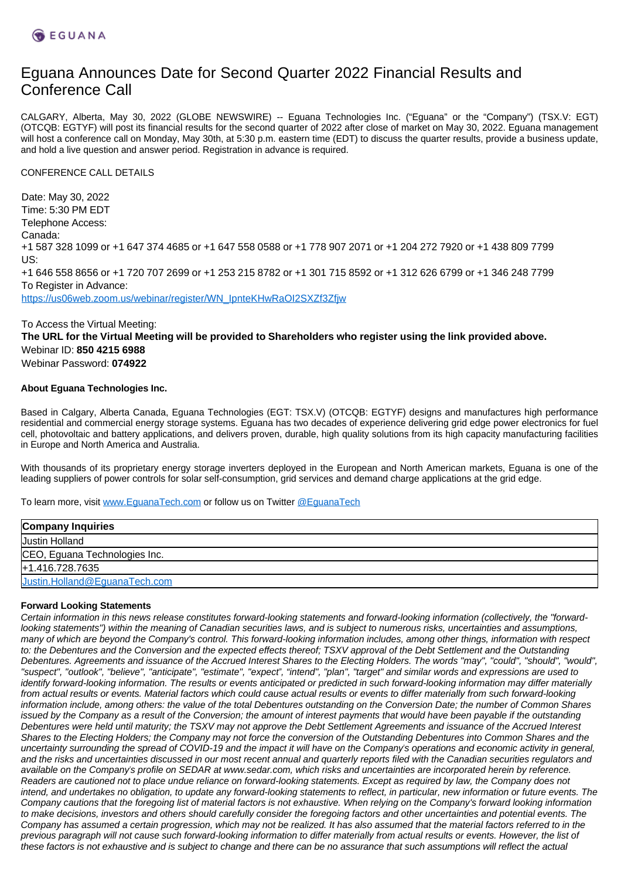EGUANA

# Eguana Announces Date for Second Quarter 2022 Financial Results and Conference Call

CALGARY, Alberta, May 30, 2022 (GLOBE NEWSWIRE) -- Eguana Technologies Inc. ("Eguana" or the "Company") (TSX.V: EGT) (OTCQB: EGTYF) will post its financial results for the second quarter of 2022 after close of market on May 30, 2022. Eguana management will host a conference call on Monday, May 30th, at 5:30 p.m. eastern time (EDT) to discuss the quarter results, provide a business update, and hold a live question and answer period. Registration in advance is required.

CONFERENCE CALL DETAILS

Date: May 30, 2022
Time: 5:30 PM EDT
Telephone Access:
Canada:
+1 587 328 1099 or +1 647 374 4685 or +1 647 558 0588 or +1 778 907 2071 or +1 204 272 7920 or +1 438 809 7799
US:
+1 646 558 8656 or +1 720 707 2699 or +1 253 215 8782 or +1 301 715 8592 or +1 312 626 6799 or +1 346 248 7799
To Register in Advance:
https://us06web.zoom.us/webinar/register/WN_IpnteKHwRaOI2SXZf3Zfjw

To Access the Virtual Meeting:
**The URL for the Virtual Meeting will be provided to Shareholders who register using the link provided above.**
Webinar ID: **850 4215 6988**
Webinar Password: **074922**

**About Eguana Technologies Inc.**

Based in Calgary, Alberta Canada, Eguana Technologies (EGT: TSX.V) (OTCQB: EGTYF) designs and manufactures high performance residential and commercial energy storage systems. Eguana has two decades of experience delivering grid edge power electronics for fuel cell, photovoltaic and battery applications, and delivers proven, durable, high quality solutions from its high capacity manufacturing facilities in Europe and North America and Australia.

With thousands of its proprietary energy storage inverters deployed in the European and North American markets, Eguana is one of the leading suppliers of power controls for solar self-consumption, grid services and demand charge applications at the grid edge.

To learn more, visit www.EguanaTech.com or follow us on Twitter @EguanaTech

| **Company Inquiries** |
| --- |
| Justin Holland |
| CEO, Eguana Technologies Inc. |
| +1.416.728.7635 |
| Justin.Holland@EguanaTech.com |

**Forward Looking Statements**

*Certain information in this news release constitutes forward-looking statements and forward-looking information (collectively, the "forward-looking statements") within the meaning of Canadian securities laws, and is subject to numerous risks, uncertainties and assumptions, many of which are beyond the Company's control. This forward-looking information includes, among other things, information with respect to: the Debentures and the Conversion and the expected effects thereof; TSXV approval of the Debt Settlement and the Outstanding Debentures. Agreements and issuance of the Accrued Interest Shares to the Electing Holders. The words "may", "could", "should", "would", "suspect", "outlook", "believe", "anticipate", "estimate", "expect", "intend", "plan", "target" and similar words and expressions are used to identify forward-looking information. The results or events anticipated or predicted in such forward-looking information may differ materially from actual results or events. Material factors which could cause actual results or events to differ materially from such forward-looking information include, among others: the value of the total Debentures outstanding on the Conversion Date; the number of Common Shares issued by the Company as a result of the Conversion; the amount of interest payments that would have been payable if the outstanding Debentures were held until maturity; the TSXV may not approve the Debt Settlement Agreements and issuance of the Accrued Interest Shares to the Electing Holders; the Company may not force the conversion of the Outstanding Debentures into Common Shares and the uncertainty surrounding the spread of COVID-19 and the impact it will have on the Company's operations and economic activity in general, and the risks and uncertainties discussed in our most recent annual and quarterly reports filed with the Canadian securities regulators and available on the Company's profile on SEDAR at www.sedar.com, which risks and uncertainties are incorporated herein by reference. Readers are cautioned not to place undue reliance on forward-looking statements. Except as required by law, the Company does not intend, and undertakes no obligation, to update any forward-looking statements to reflect, in particular, new information or future events. The Company cautions that the foregoing list of material factors is not exhaustive. When relying on the Company's forward looking information to make decisions, investors and others should carefully consider the foregoing factors and other uncertainties and potential events. The Company has assumed a certain progression, which may not be realized. It has also assumed that the material factors referred to in the previous paragraph will not cause such forward-looking information to differ materially from actual results or events. However, the list of these factors is not exhaustive and is subject to change and there can be no assurance that such assumptions will reflect the actual*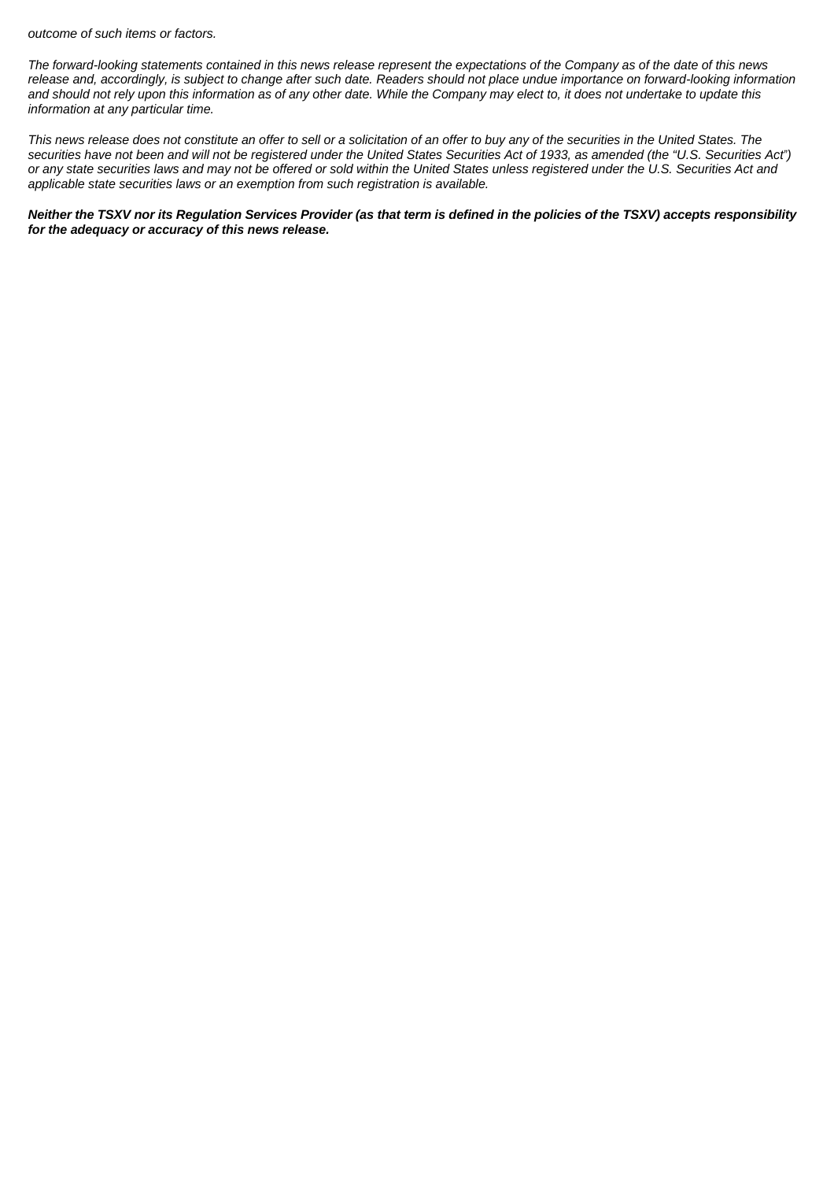*outcome of such items or factors.*

*The forward-looking statements contained in this news release represent the expectations of the Company as of the date of this news release and, accordingly, is subject to change after such date. Readers should not place undue importance on forward-looking information and should not rely upon this information as of any other date. While the Company may elect to, it does not undertake to update this information at any particular time.*

*This news release does not constitute an offer to sell or a solicitation of an offer to buy any of the securities in the United States. The securities have not been and will not be registered under the United States Securities Act of 1933, as amended (the "U.S. Securities Act") or any state securities laws and may not be offered or sold within the United States unless registered under the U.S. Securities Act and applicable state securities laws or an exemption from such registration is available.*

***Neither the TSXV nor its Regulation Services Provider (as that term is defined in the policies of the TSXV) accepts responsibility for the adequacy or accuracy of this news release.***